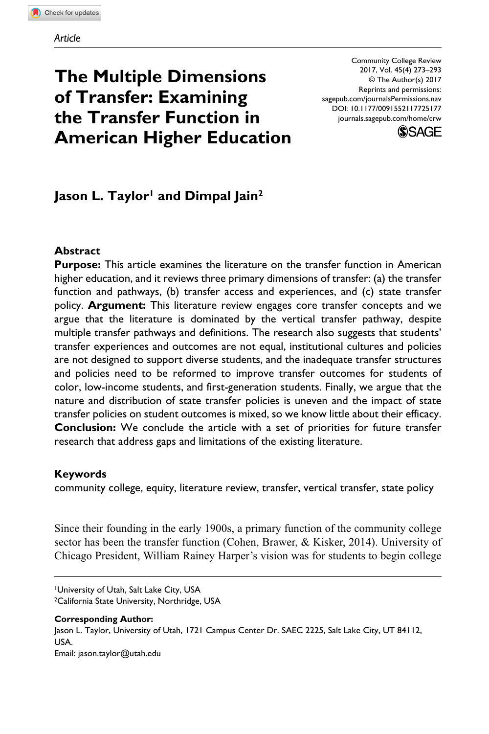*Article*

# The Multiple Dimensions of Transfer: Examining the Transfer Function in American Higher Education

Community College Review
2017, Vol. 45(4) 273–293
© The Author(s) 2017
Reprints and permissions:
sagepub.com/journalsPermissions.nav
DOI: 10.1177/0091552117725177
journals.sagepub.com/home/crw

**Jason L. Taylor[1] and Dimpal Jain[2]**

### Abstract

**Purpose:** This article examines the literature on the transfer function in American higher education, and it reviews three primary dimensions of transfer: (a) the transfer function and pathways, (b) transfer access and experiences, and (c) state transfer policy. **Argument:** This literature review engages core transfer concepts and we argue that the literature is dominated by the vertical transfer pathway, despite multiple transfer pathways and definitions. The research also suggests that students' transfer experiences and outcomes are not equal, institutional cultures and policies are not designed to support diverse students, and the inadequate transfer structures and policies need to be reformed to improve transfer outcomes for students of color, low-income students, and first-generation students. Finally, we argue that the nature and distribution of state transfer policies is uneven and the impact of state transfer policies on student outcomes is mixed, so we know little about their efficacy. **Conclusion:** We conclude the article with a set of priorities for future transfer research that address gaps and limitations of the existing literature.

### Keywords

community college, equity, literature review, transfer, vertical transfer, state policy

Since their founding in the early 1900s, a primary function of the community college sector has been the transfer function (Cohen, Brawer, & Kisker, 2014). University of Chicago President, William Rainey Harper's vision was for students to begin college

[1]University of Utah, Salt Lake City, USA
[2]California State University, Northridge, USA

**Corresponding Author:**
Jason L. Taylor, University of Utah, 1721 Campus Center Dr. SAEC 2225, Salt Lake City, UT 84112, USA.
Email: jason.taylor@utah.edu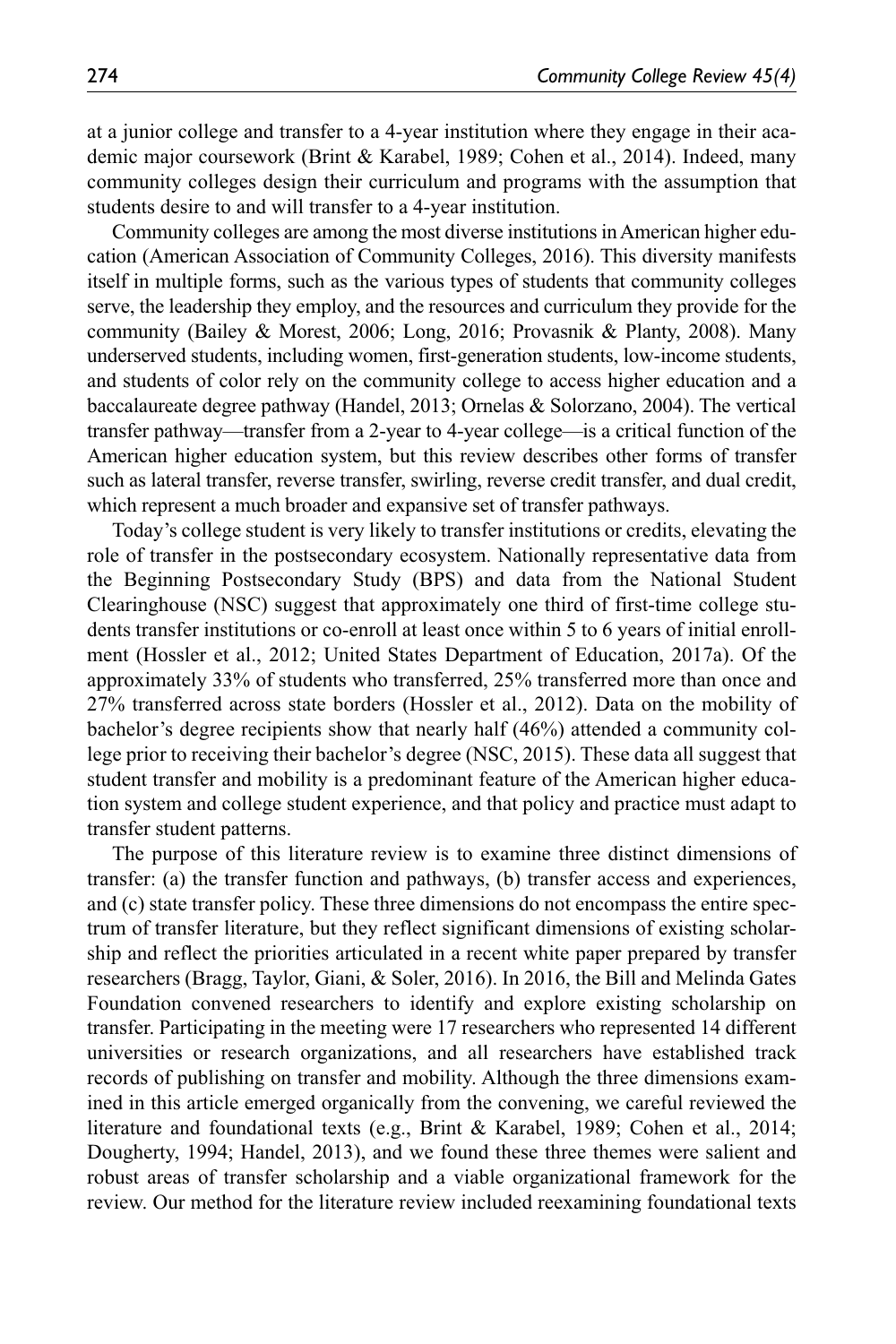at a junior college and transfer to a 4-year institution where they engage in their academic major coursework (Brint & Karabel, 1989; Cohen et al., 2014). Indeed, many community colleges design their curriculum and programs with the assumption that students desire to and will transfer to a 4-year institution.

Community colleges are among the most diverse institutions in American higher education (American Association of Community Colleges, 2016). This diversity manifests itself in multiple forms, such as the various types of students that community colleges serve, the leadership they employ, and the resources and curriculum they provide for the community (Bailey & Morest, 2006; Long, 2016; Provasnik & Planty, 2008). Many underserved students, including women, first-generation students, low-income students, and students of color rely on the community college to access higher education and a baccalaureate degree pathway (Handel, 2013; Ornelas & Solorzano, 2004). The vertical transfer pathway—transfer from a 2-year to 4-year college—is a critical function of the American higher education system, but this review describes other forms of transfer such as lateral transfer, reverse transfer, swirling, reverse credit transfer, and dual credit, which represent a much broader and expansive set of transfer pathways.

Today's college student is very likely to transfer institutions or credits, elevating the role of transfer in the postsecondary ecosystem. Nationally representative data from the Beginning Postsecondary Study (BPS) and data from the National Student Clearinghouse (NSC) suggest that approximately one third of first-time college students transfer institutions or co-enroll at least once within 5 to 6 years of initial enrollment (Hossler et al., 2012; United States Department of Education, 2017a). Of the approximately 33% of students who transferred, 25% transferred more than once and 27% transferred across state borders (Hossler et al., 2012). Data on the mobility of bachelor's degree recipients show that nearly half (46%) attended a community college prior to receiving their bachelor's degree (NSC, 2015). These data all suggest that student transfer and mobility is a predominant feature of the American higher education system and college student experience, and that policy and practice must adapt to transfer student patterns.

The purpose of this literature review is to examine three distinct dimensions of transfer: (a) the transfer function and pathways, (b) transfer access and experiences, and (c) state transfer policy. These three dimensions do not encompass the entire spectrum of transfer literature, but they reflect significant dimensions of existing scholarship and reflect the priorities articulated in a recent white paper prepared by transfer researchers (Bragg, Taylor, Giani, & Soler, 2016). In 2016, the Bill and Melinda Gates Foundation convened researchers to identify and explore existing scholarship on transfer. Participating in the meeting were 17 researchers who represented 14 different universities or research organizations, and all researchers have established track records of publishing on transfer and mobility. Although the three dimensions examined in this article emerged organically from the convening, we careful reviewed the literature and foundational texts (e.g., Brint & Karabel, 1989; Cohen et al., 2014; Dougherty, 1994; Handel, 2013), and we found these three themes were salient and robust areas of transfer scholarship and a viable organizational framework for the review. Our method for the literature review included reexamining foundational texts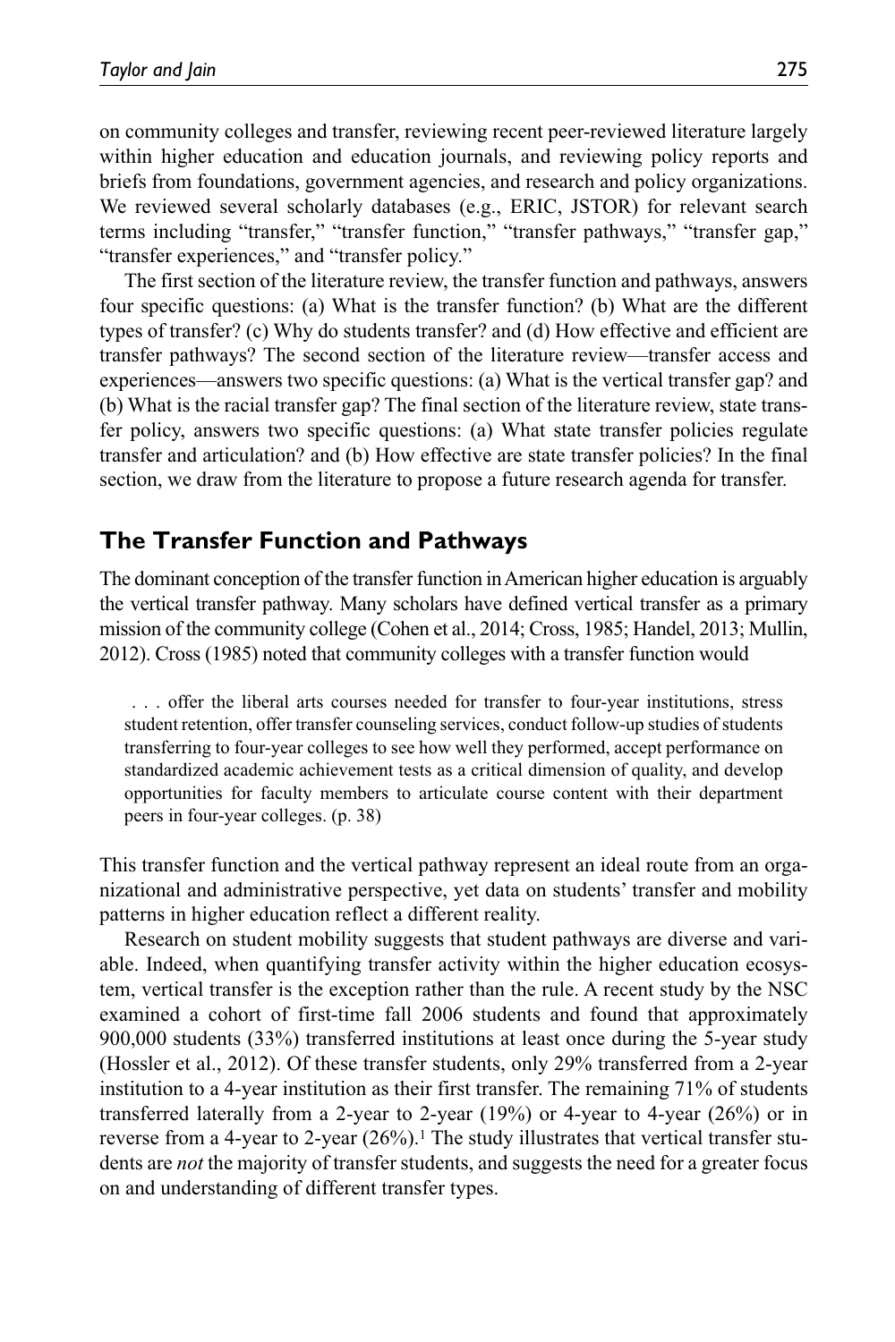on community colleges and transfer, reviewing recent peer-reviewed literature largely within higher education and education journals, and reviewing policy reports and briefs from foundations, government agencies, and research and policy organizations. We reviewed several scholarly databases (e.g., ERIC, JSTOR) for relevant search terms including "transfer," "transfer function," "transfer pathways," "transfer gap," "transfer experiences," and "transfer policy."

The first section of the literature review, the transfer function and pathways, answers four specific questions: (a) What is the transfer function? (b) What are the different types of transfer? (c) Why do students transfer? and (d) How effective and efficient are transfer pathways? The second section of the literature review—transfer access and experiences—answers two specific questions: (a) What is the vertical transfer gap? and (b) What is the racial transfer gap? The final section of the literature review, state transfer policy, answers two specific questions: (a) What state transfer policies regulate transfer and articulation? and (b) How effective are state transfer policies? In the final section, we draw from the literature to propose a future research agenda for transfer.

## The Transfer Function and Pathways

The dominant conception of the transfer function in American higher education is arguably the vertical transfer pathway. Many scholars have defined vertical transfer as a primary mission of the community college (Cohen et al., 2014; Cross, 1985; Handel, 2013; Mullin, 2012). Cross (1985) noted that community colleges with a transfer function would

> . . . offer the liberal arts courses needed for transfer to four-year institutions, stress student retention, offer transfer counseling services, conduct follow-up studies of students transferring to four-year colleges to see how well they performed, accept performance on standardized academic achievement tests as a critical dimension of quality, and develop opportunities for faculty members to articulate course content with their department peers in four-year colleges. (p. 38)

This transfer function and the vertical pathway represent an ideal route from an organizational and administrative perspective, yet data on students' transfer and mobility patterns in higher education reflect a different reality.

Research on student mobility suggests that student pathways are diverse and variable. Indeed, when quantifying transfer activity within the higher education ecosystem, vertical transfer is the exception rather than the rule. A recent study by the NSC examined a cohort of first-time fall 2006 students and found that approximately 900,000 students (33%) transferred institutions at least once during the 5-year study (Hossler et al., 2012). Of these transfer students, only 29% transferred from a 2-year institution to a 4-year institution as their first transfer. The remaining 71% of students transferred laterally from a 2-year to 2-year (19%) or 4-year to 4-year (26%) or in reverse from a 4-year to 2-year (26%).[1] The study illustrates that vertical transfer students are *not* the majority of transfer students, and suggests the need for a greater focus on and understanding of different transfer types.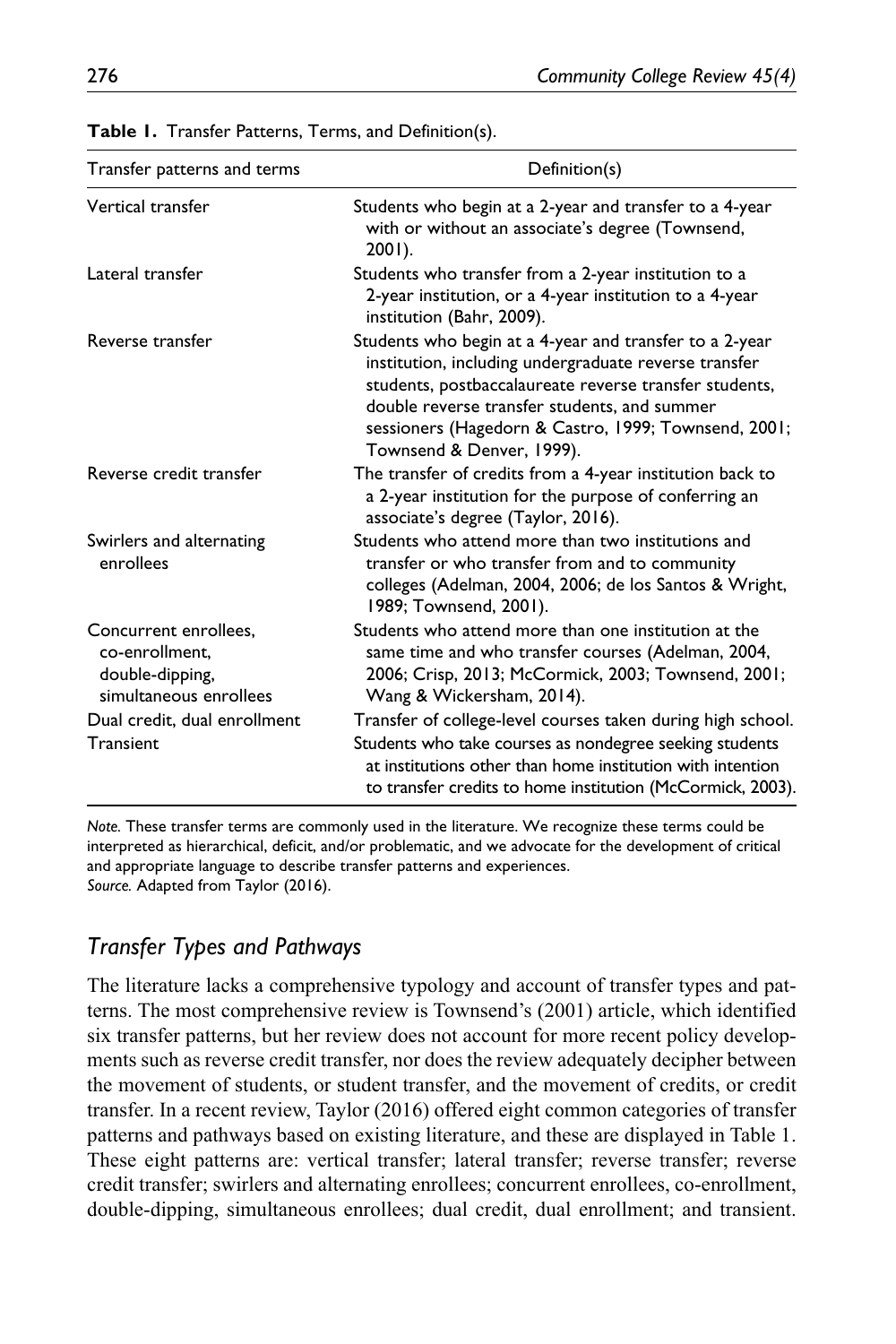**Table 1.** Transfer Patterns, Terms, and Definition(s).

| Transfer patterns and terms | Definition(s) |
|---|---|
| Vertical transfer | Students who begin at a 2-year and transfer to a 4-year with or without an associate's degree (Townsend, 2001). |
| Lateral transfer | Students who transfer from a 2-year institution to a 2-year institution, or a 4-year institution to a 4-year institution (Bahr, 2009). |
| Reverse transfer | Students who begin at a 4-year and transfer to a 2-year institution, including undergraduate reverse transfer students, postbaccalaureate reverse transfer students, double reverse transfer students, and summer sessioners (Hagedorn & Castro, 1999; Townsend, 2001; Townsend & Denver, 1999). |
| Reverse credit transfer | The transfer of credits from a 4-year institution back to a 2-year institution for the purpose of conferring an associate's degree (Taylor, 2016). |
| Swirlers and alternating enrollees | Students who attend more than two institutions and transfer or who transfer from and to community colleges (Adelman, 2004, 2006; de los Santos & Wright, 1989; Townsend, 2001). |
| Concurrent enrollees, co-enrollment, double-dipping, simultaneous enrollees | Students who attend more than one institution at the same time and who transfer courses (Adelman, 2004, 2006; Crisp, 2013; McCormick, 2003; Townsend, 2001; Wang & Wickersham, 2014). |
| Dual credit, dual enrollment | Transfer of college-level courses taken during high school. |
| Transient | Students who take courses as nondegree seeking students at institutions other than home institution with intention to transfer credits to home institution (McCormick, 2003). |

*Note.* These transfer terms are commonly used in the literature. We recognize these terms could be interpreted as hierarchical, deficit, and/or problematic, and we advocate for the development of critical and appropriate language to describe transfer patterns and experiences.
*Source.* Adapted from Taylor (2016).

## *Transfer Types and Pathways*

The literature lacks a comprehensive typology and account of transfer types and patterns. The most comprehensive review is Townsend's (2001) article, which identified six transfer patterns, but her review does not account for more recent policy developments such as reverse credit transfer, nor does the review adequately decipher between the movement of students, or student transfer, and the movement of credits, or credit transfer. In a recent review, Taylor (2016) offered eight common categories of transfer patterns and pathways based on existing literature, and these are displayed in Table 1. These eight patterns are: vertical transfer; lateral transfer; reverse transfer; reverse credit transfer; swirlers and alternating enrollees; concurrent enrollees, co-enrollment, double-dipping, simultaneous enrollees; dual credit, dual enrollment; and transient.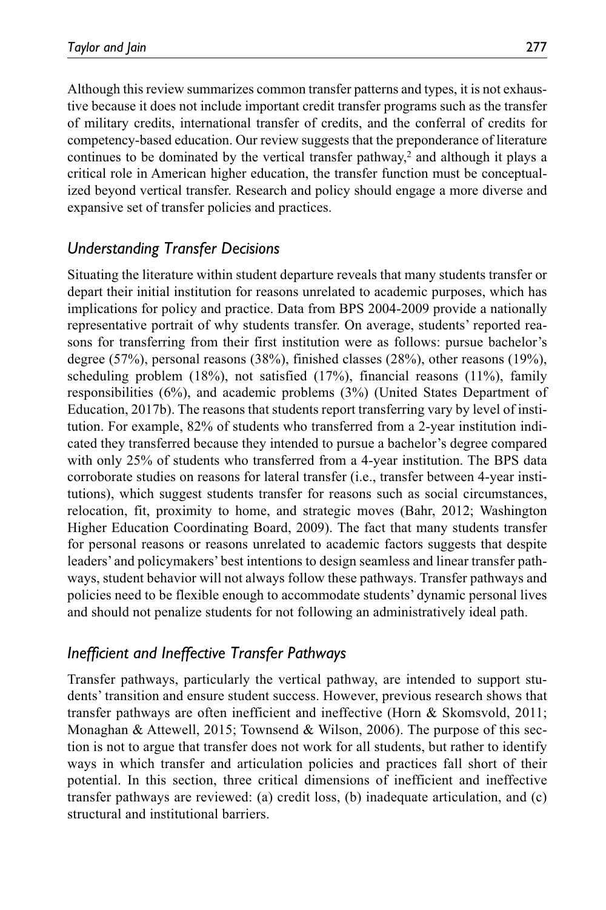Although this review summarizes common transfer patterns and types, it is not exhaustive because it does not include important credit transfer programs such as the transfer of military credits, international transfer of credits, and the conferral of credits for competency-based education. Our review suggests that the preponderance of literature continues to be dominated by the vertical transfer pathway,[2] and although it plays a critical role in American higher education, the transfer function must be conceptualized beyond vertical transfer. Research and policy should engage a more diverse and expansive set of transfer policies and practices.

### *Understanding Transfer Decisions*

Situating the literature within student departure reveals that many students transfer or depart their initial institution for reasons unrelated to academic purposes, which has implications for policy and practice. Data from BPS 2004-2009 provide a nationally representative portrait of why students transfer. On average, students' reported reasons for transferring from their first institution were as follows: pursue bachelor's degree (57%), personal reasons (38%), finished classes (28%), other reasons (19%), scheduling problem (18%), not satisfied (17%), financial reasons (11%), family responsibilities (6%), and academic problems (3%) (United States Department of Education, 2017b). The reasons that students report transferring vary by level of institution. For example, 82% of students who transferred from a 2-year institution indicated they transferred because they intended to pursue a bachelor's degree compared with only 25% of students who transferred from a 4-year institution. The BPS data corroborate studies on reasons for lateral transfer (i.e., transfer between 4-year institutions), which suggest students transfer for reasons such as social circumstances, relocation, fit, proximity to home, and strategic moves (Bahr, 2012; Washington Higher Education Coordinating Board, 2009). The fact that many students transfer for personal reasons or reasons unrelated to academic factors suggests that despite leaders' and policymakers' best intentions to design seamless and linear transfer pathways, student behavior will not always follow these pathways. Transfer pathways and policies need to be flexible enough to accommodate students' dynamic personal lives and should not penalize students for not following an administratively ideal path.

### *Inefficient and Ineffective Transfer Pathways*

Transfer pathways, particularly the vertical pathway, are intended to support students' transition and ensure student success. However, previous research shows that transfer pathways are often inefficient and ineffective (Horn & Skomsvold, 2011; Monaghan & Attewell, 2015; Townsend & Wilson, 2006). The purpose of this section is not to argue that transfer does not work for all students, but rather to identify ways in which transfer and articulation policies and practices fall short of their potential. In this section, three critical dimensions of inefficient and ineffective transfer pathways are reviewed: (a) credit loss, (b) inadequate articulation, and (c) structural and institutional barriers.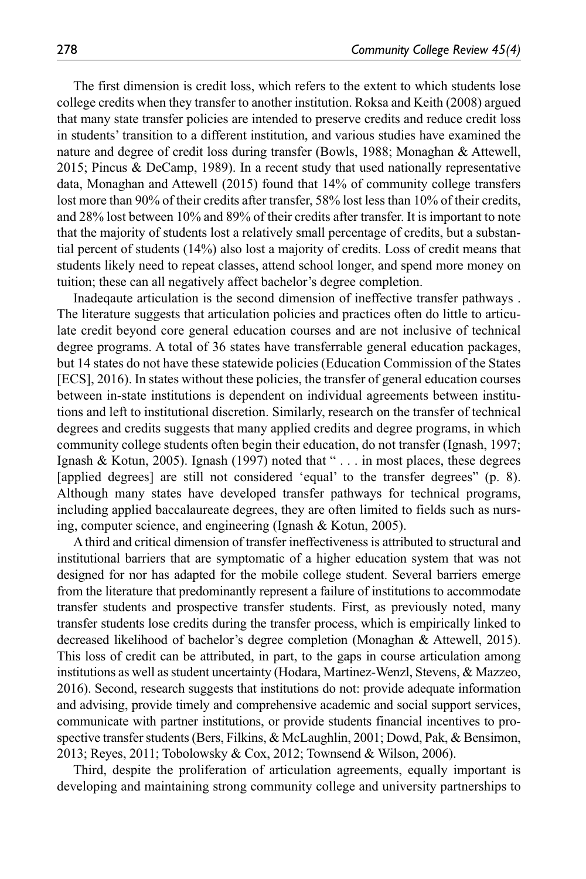The first dimension is credit loss, which refers to the extent to which students lose college credits when they transfer to another institution. Roksa and Keith (2008) argued that many state transfer policies are intended to preserve credits and reduce credit loss in students' transition to a different institution, and various studies have examined the nature and degree of credit loss during transfer (Bowls, 1988; Monaghan & Attewell, 2015; Pincus & DeCamp, 1989). In a recent study that used nationally representative data, Monaghan and Attewell (2015) found that 14% of community college transfers lost more than 90% of their credits after transfer, 58% lost less than 10% of their credits, and 28% lost between 10% and 89% of their credits after transfer. It is important to note that the majority of students lost a relatively small percentage of credits, but a substantial percent of students (14%) also lost a majority of credits. Loss of credit means that students likely need to repeat classes, attend school longer, and spend more money on tuition; these can all negatively affect bachelor's degree completion.

Inadeqaute articulation is the second dimension of ineffective transfer pathways . The literature suggests that articulation policies and practices often do little to articulate credit beyond core general education courses and are not inclusive of technical degree programs. A total of 36 states have transferrable general education packages, but 14 states do not have these statewide policies (Education Commission of the States [ECS], 2016). In states without these policies, the transfer of general education courses between in-state institutions is dependent on individual agreements between institutions and left to institutional discretion. Similarly, research on the transfer of technical degrees and credits suggests that many applied credits and degree programs, in which community college students often begin their education, do not transfer (Ignash, 1997; Ignash & Kotun, 2005). Ignash (1997) noted that " . . . in most places, these degrees [applied degrees] are still not considered 'equal' to the transfer degrees" (p. 8). Although many states have developed transfer pathways for technical programs, including applied baccalaureate degrees, they are often limited to fields such as nursing, computer science, and engineering (Ignash & Kotun, 2005).

A third and critical dimension of transfer ineffectiveness is attributed to structural and institutional barriers that are symptomatic of a higher education system that was not designed for nor has adapted for the mobile college student. Several barriers emerge from the literature that predominantly represent a failure of institutions to accommodate transfer students and prospective transfer students. First, as previously noted, many transfer students lose credits during the transfer process, which is empirically linked to decreased likelihood of bachelor's degree completion (Monaghan & Attewell, 2015). This loss of credit can be attributed, in part, to the gaps in course articulation among institutions as well as student uncertainty (Hodara, Martinez-Wenzl, Stevens, & Mazzeo, 2016). Second, research suggests that institutions do not: provide adequate information and advising, provide timely and comprehensive academic and social support services, communicate with partner institutions, or provide students financial incentives to prospective transfer students (Bers, Filkins, & McLaughlin, 2001; Dowd, Pak, & Bensimon, 2013; Reyes, 2011; Tobolowsky & Cox, 2012; Townsend & Wilson, 2006).

Third, despite the proliferation of articulation agreements, equally important is developing and maintaining strong community college and university partnerships to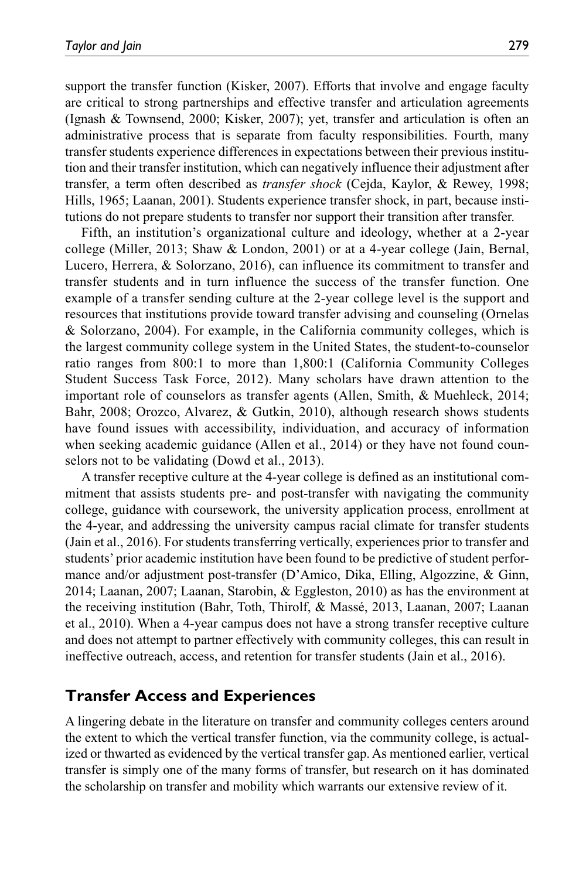support the transfer function (Kisker, 2007). Efforts that involve and engage faculty are critical to strong partnerships and effective transfer and articulation agreements (Ignash & Townsend, 2000; Kisker, 2007); yet, transfer and articulation is often an administrative process that is separate from faculty responsibilities. Fourth, many transfer students experience differences in expectations between their previous institution and their transfer institution, which can negatively influence their adjustment after transfer, a term often described as *transfer shock* (Cejda, Kaylor, & Rewey, 1998; Hills, 1965; Laanan, 2001). Students experience transfer shock, in part, because institutions do not prepare students to transfer nor support their transition after transfer.

Fifth, an institution's organizational culture and ideology, whether at a 2-year college (Miller, 2013; Shaw & London, 2001) or at a 4-year college (Jain, Bernal, Lucero, Herrera, & Solorzano, 2016), can influence its commitment to transfer and transfer students and in turn influence the success of the transfer function. One example of a transfer sending culture at the 2-year college level is the support and resources that institutions provide toward transfer advising and counseling (Ornelas & Solorzano, 2004). For example, in the California community colleges, which is the largest community college system in the United States, the student-to-counselor ratio ranges from 800:1 to more than 1,800:1 (California Community Colleges Student Success Task Force, 2012). Many scholars have drawn attention to the important role of counselors as transfer agents (Allen, Smith, & Muehleck, 2014; Bahr, 2008; Orozco, Alvarez, & Gutkin, 2010), although research shows students have found issues with accessibility, individuation, and accuracy of information when seeking academic guidance (Allen et al., 2014) or they have not found counselors not to be validating (Dowd et al., 2013).

A transfer receptive culture at the 4-year college is defined as an institutional commitment that assists students pre- and post-transfer with navigating the community college, guidance with coursework, the university application process, enrollment at the 4-year, and addressing the university campus racial climate for transfer students (Jain et al., 2016). For students transferring vertically, experiences prior to transfer and students' prior academic institution have been found to be predictive of student performance and/or adjustment post-transfer (D'Amico, Dika, Elling, Algozzine, & Ginn, 2014; Laanan, 2007; Laanan, Starobin, & Eggleston, 2010) as has the environment at the receiving institution (Bahr, Toth, Thirolf, & Massé, 2013, Laanan, 2007; Laanan et al., 2010). When a 4-year campus does not have a strong transfer receptive culture and does not attempt to partner effectively with community colleges, this can result in ineffective outreach, access, and retention for transfer students (Jain et al., 2016).

## Transfer Access and Experiences

A lingering debate in the literature on transfer and community colleges centers around the extent to which the vertical transfer function, via the community college, is actualized or thwarted as evidenced by the vertical transfer gap. As mentioned earlier, vertical transfer is simply one of the many forms of transfer, but research on it has dominated the scholarship on transfer and mobility which warrants our extensive review of it.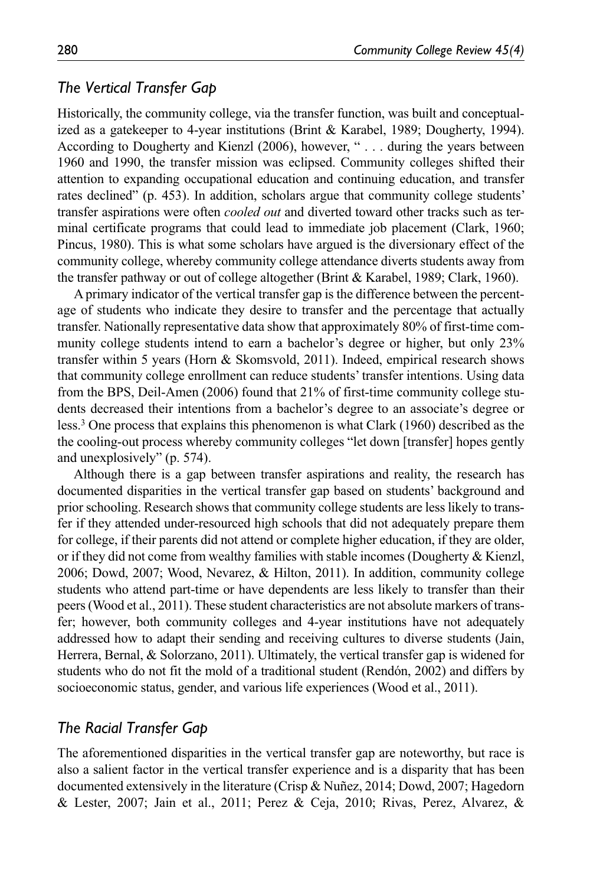## *The Vertical Transfer Gap*

Historically, the community college, via the transfer function, was built and conceptualized as a gatekeeper to 4-year institutions (Brint & Karabel, 1989; Dougherty, 1994). According to Dougherty and Kienzl (2006), however, " . . . during the years between 1960 and 1990, the transfer mission was eclipsed. Community colleges shifted their attention to expanding occupational education and continuing education, and transfer rates declined" (p. 453). In addition, scholars argue that community college students' transfer aspirations were often *cooled out* and diverted toward other tracks such as terminal certificate programs that could lead to immediate job placement (Clark, 1960; Pincus, 1980). This is what some scholars have argued is the diversionary effect of the community college, whereby community college attendance diverts students away from the transfer pathway or out of college altogether (Brint & Karabel, 1989; Clark, 1960).

A primary indicator of the vertical transfer gap is the difference between the percentage of students who indicate they desire to transfer and the percentage that actually transfer. Nationally representative data show that approximately 80% of first-time community college students intend to earn a bachelor's degree or higher, but only 23% transfer within 5 years (Horn & Skomsvold, 2011). Indeed, empirical research shows that community college enrollment can reduce students' transfer intentions. Using data from the BPS, Deil-Amen (2006) found that 21% of first-time community college students decreased their intentions from a bachelor's degree to an associate's degree or less.[3] One process that explains this phenomenon is what Clark (1960) described as the the cooling-out process whereby community colleges "let down [transfer] hopes gently and unexplosively" (p. 574).

Although there is a gap between transfer aspirations and reality, the research has documented disparities in the vertical transfer gap based on students' background and prior schooling. Research shows that community college students are less likely to transfer if they attended under-resourced high schools that did not adequately prepare them for college, if their parents did not attend or complete higher education, if they are older, or if they did not come from wealthy families with stable incomes (Dougherty & Kienzl, 2006; Dowd, 2007; Wood, Nevarez, & Hilton, 2011). In addition, community college students who attend part-time or have dependents are less likely to transfer than their peers (Wood et al., 2011). These student characteristics are not absolute markers of transfer; however, both community colleges and 4-year institutions have not adequately addressed how to adapt their sending and receiving cultures to diverse students (Jain, Herrera, Bernal, & Solorzano, 2011). Ultimately, the vertical transfer gap is widened for students who do not fit the mold of a traditional student (Rendón, 2002) and differs by socioeconomic status, gender, and various life experiences (Wood et al., 2011).

## *The Racial Transfer Gap*

The aforementioned disparities in the vertical transfer gap are noteworthy, but race is also a salient factor in the vertical transfer experience and is a disparity that has been documented extensively in the literature (Crisp & Nuñez, 2014; Dowd, 2007; Hagedorn & Lester, 2007; Jain et al., 2011; Perez & Ceja, 2010; Rivas, Perez, Alvarez, &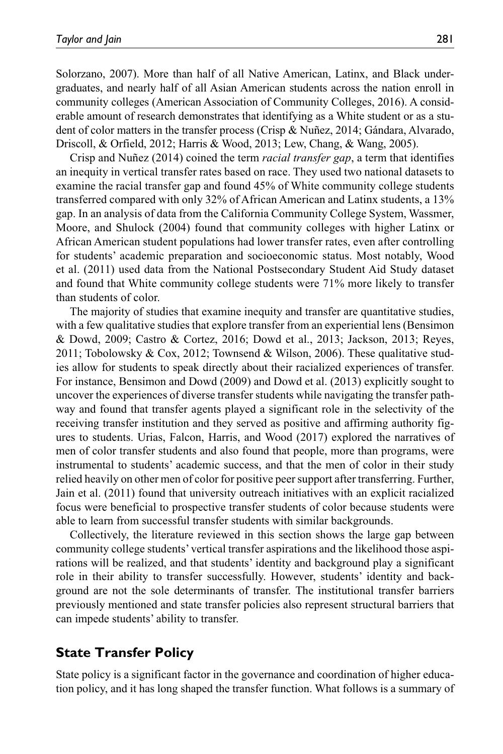Solorzano, 2007). More than half of all Native American, Latinx, and Black undergraduates, and nearly half of all Asian American students across the nation enroll in community colleges (American Association of Community Colleges, 2016). A considerable amount of research demonstrates that identifying as a White student or as a student of color matters in the transfer process (Crisp & Nuñez, 2014; Gándara, Alvarado, Driscoll, & Orfield, 2012; Harris & Wood, 2013; Lew, Chang, & Wang, 2005).

Crisp and Nuñez (2014) coined the term *racial transfer gap*, a term that identifies an inequity in vertical transfer rates based on race. They used two national datasets to examine the racial transfer gap and found 45% of White community college students transferred compared with only 32% of African American and Latinx students, a 13% gap. In an analysis of data from the California Community College System, Wassmer, Moore, and Shulock (2004) found that community colleges with higher Latinx or African American student populations had lower transfer rates, even after controlling for students' academic preparation and socioeconomic status. Most notably, Wood et al. (2011) used data from the National Postsecondary Student Aid Study dataset and found that White community college students were 71% more likely to transfer than students of color.

The majority of studies that examine inequity and transfer are quantitative studies, with a few qualitative studies that explore transfer from an experiential lens (Bensimon & Dowd, 2009; Castro & Cortez, 2016; Dowd et al., 2013; Jackson, 2013; Reyes, 2011; Tobolowsky & Cox, 2012; Townsend & Wilson, 2006). These qualitative studies allow for students to speak directly about their racialized experiences of transfer. For instance, Bensimon and Dowd (2009) and Dowd et al. (2013) explicitly sought to uncover the experiences of diverse transfer students while navigating the transfer pathway and found that transfer agents played a significant role in the selectivity of the receiving transfer institution and they served as positive and affirming authority figures to students. Urias, Falcon, Harris, and Wood (2017) explored the narratives of men of color transfer students and also found that people, more than programs, were instrumental to students' academic success, and that the men of color in their study relied heavily on other men of color for positive peer support after transferring. Further, Jain et al. (2011) found that university outreach initiatives with an explicit racialized focus were beneficial to prospective transfer students of color because students were able to learn from successful transfer students with similar backgrounds.

Collectively, the literature reviewed in this section shows the large gap between community college students' vertical transfer aspirations and the likelihood those aspirations will be realized, and that students' identity and background play a significant role in their ability to transfer successfully. However, students' identity and background are not the sole determinants of transfer. The institutional transfer barriers previously mentioned and state transfer policies also represent structural barriers that can impede students' ability to transfer.

## State Transfer Policy

State policy is a significant factor in the governance and coordination of higher education policy, and it has long shaped the transfer function. What follows is a summary of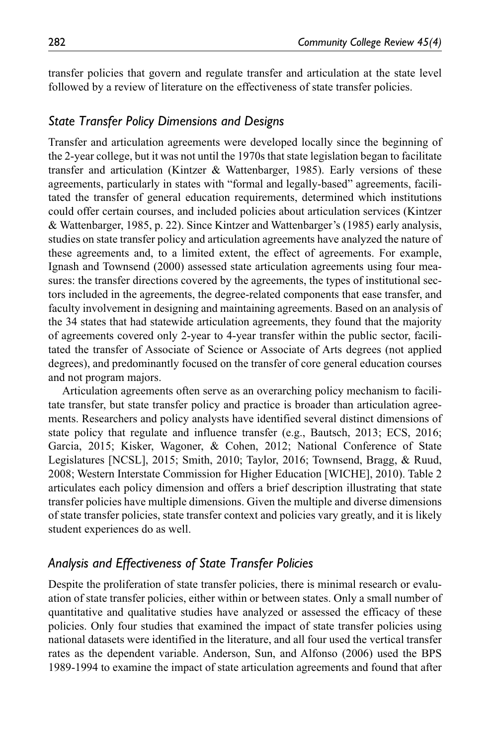transfer policies that govern and regulate transfer and articulation at the state level followed by a review of literature on the effectiveness of state transfer policies.

### *State Transfer Policy Dimensions and Designs*

Transfer and articulation agreements were developed locally since the beginning of the 2-year college, but it was not until the 1970s that state legislation began to facilitate transfer and articulation (Kintzer & Wattenbarger, 1985). Early versions of these agreements, particularly in states with "formal and legally-based" agreements, facilitated the transfer of general education requirements, determined which institutions could offer certain courses, and included policies about articulation services (Kintzer & Wattenbarger, 1985, p. 22). Since Kintzer and Wattenbarger's (1985) early analysis, studies on state transfer policy and articulation agreements have analyzed the nature of these agreements and, to a limited extent, the effect of agreements. For example, Ignash and Townsend (2000) assessed state articulation agreements using four measures: the transfer directions covered by the agreements, the types of institutional sectors included in the agreements, the degree-related components that ease transfer, and faculty involvement in designing and maintaining agreements. Based on an analysis of the 34 states that had statewide articulation agreements, they found that the majority of agreements covered only 2-year to 4-year transfer within the public sector, facilitated the transfer of Associate of Science or Associate of Arts degrees (not applied degrees), and predominantly focused on the transfer of core general education courses and not program majors.

Articulation agreements often serve as an overarching policy mechanism to facilitate transfer, but state transfer policy and practice is broader than articulation agreements. Researchers and policy analysts have identified several distinct dimensions of state policy that regulate and influence transfer (e.g., Bautsch, 2013; ECS, 2016; Garcia, 2015; Kisker, Wagoner, & Cohen, 2012; National Conference of State Legislatures [NCSL], 2015; Smith, 2010; Taylor, 2016; Townsend, Bragg, & Ruud, 2008; Western Interstate Commission for Higher Education [WICHE], 2010). Table 2 articulates each policy dimension and offers a brief description illustrating that state transfer policies have multiple dimensions. Given the multiple and diverse dimensions of state transfer policies, state transfer context and policies vary greatly, and it is likely student experiences do as well.

### *Analysis and Effectiveness of State Transfer Policies*

Despite the proliferation of state transfer policies, there is minimal research or evaluation of state transfer policies, either within or between states. Only a small number of quantitative and qualitative studies have analyzed or assessed the efficacy of these policies. Only four studies that examined the impact of state transfer policies using national datasets were identified in the literature, and all four used the vertical transfer rates as the dependent variable. Anderson, Sun, and Alfonso (2006) used the BPS 1989-1994 to examine the impact of state articulation agreements and found that after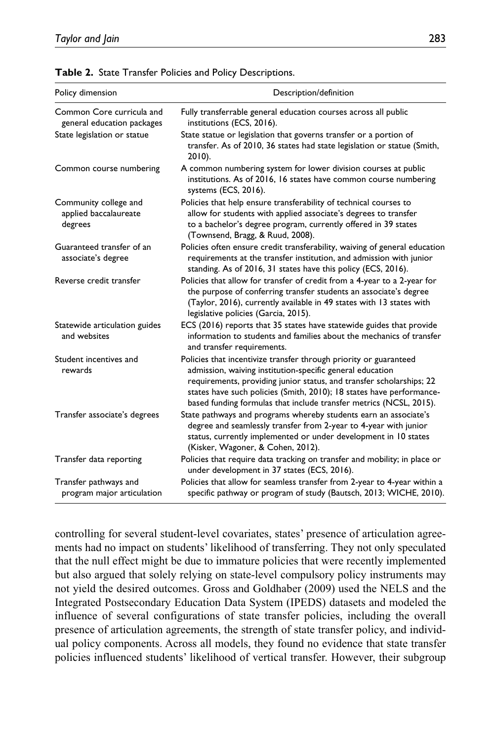**Table 2.** State Transfer Policies and Policy Descriptions.

| Policy dimension | Description/definition |
|---|---|
| Common Core curricula and general education packages | Fully transferrable general education courses across all public institutions (ECS, 2016). |
| State legislation or statue | State statue or legislation that governs transfer or a portion of transfer. As of 2010, 36 states had state legislation or statue (Smith, 2010). |
| Common course numbering | A common numbering system for lower division courses at public institutions. As of 2016, 16 states have common course numbering systems (ECS, 2016). |
| Community college and applied baccalaureate degrees | Policies that help ensure transferability of technical courses to allow for students with applied associate's degrees to transfer to a bachelor's degree program, currently offered in 39 states (Townsend, Bragg, & Ruud, 2008). |
| Guaranteed transfer of an associate's degree | Policies often ensure credit transferability, waiving of general education requirements at the transfer institution, and admission with junior standing. As of 2016, 31 states have this policy (ECS, 2016). |
| Reverse credit transfer | Policies that allow for transfer of credit from a 4-year to a 2-year for the purpose of conferring transfer students an associate's degree (Taylor, 2016), currently available in 49 states with 13 states with legislative policies (Garcia, 2015). |
| Statewide articulation guides and websites | ECS (2016) reports that 35 states have statewide guides that provide information to students and families about the mechanics of transfer and transfer requirements. |
| Student incentives and rewards | Policies that incentivize transfer through priority or guaranteed admission, waiving institution-specific general education requirements, providing junior status, and transfer scholarships; 22 states have such policies (Smith, 2010); 18 states have performance-based funding formulas that include transfer metrics (NCSL, 2015). |
| Transfer associate's degrees | State pathways and programs whereby students earn an associate's degree and seamlessly transfer from 2-year to 4-year with junior status, currently implemented or under development in 10 states (Kisker, Wagoner, & Cohen, 2012). |
| Transfer data reporting | Policies that require data tracking on transfer and mobility; in place or under development in 37 states (ECS, 2016). |
| Transfer pathways and program major articulation | Policies that allow for seamless transfer from 2-year to 4-year within a specific pathway or program of study (Bautsch, 2013; WICHE, 2010). |

controlling for several student-level covariates, states' presence of articulation agreements had no impact on students' likelihood of transferring. They not only speculated that the null effect might be due to immature policies that were recently implemented but also argued that solely relying on state-level compulsory policy instruments may not yield the desired outcomes. Gross and Goldhaber (2009) used the NELS and the Integrated Postsecondary Education Data System (IPEDS) datasets and modeled the influence of several configurations of state transfer policies, including the overall presence of articulation agreements, the strength of state transfer policy, and individual policy components. Across all models, they found no evidence that state transfer policies influenced students' likelihood of vertical transfer. However, their subgroup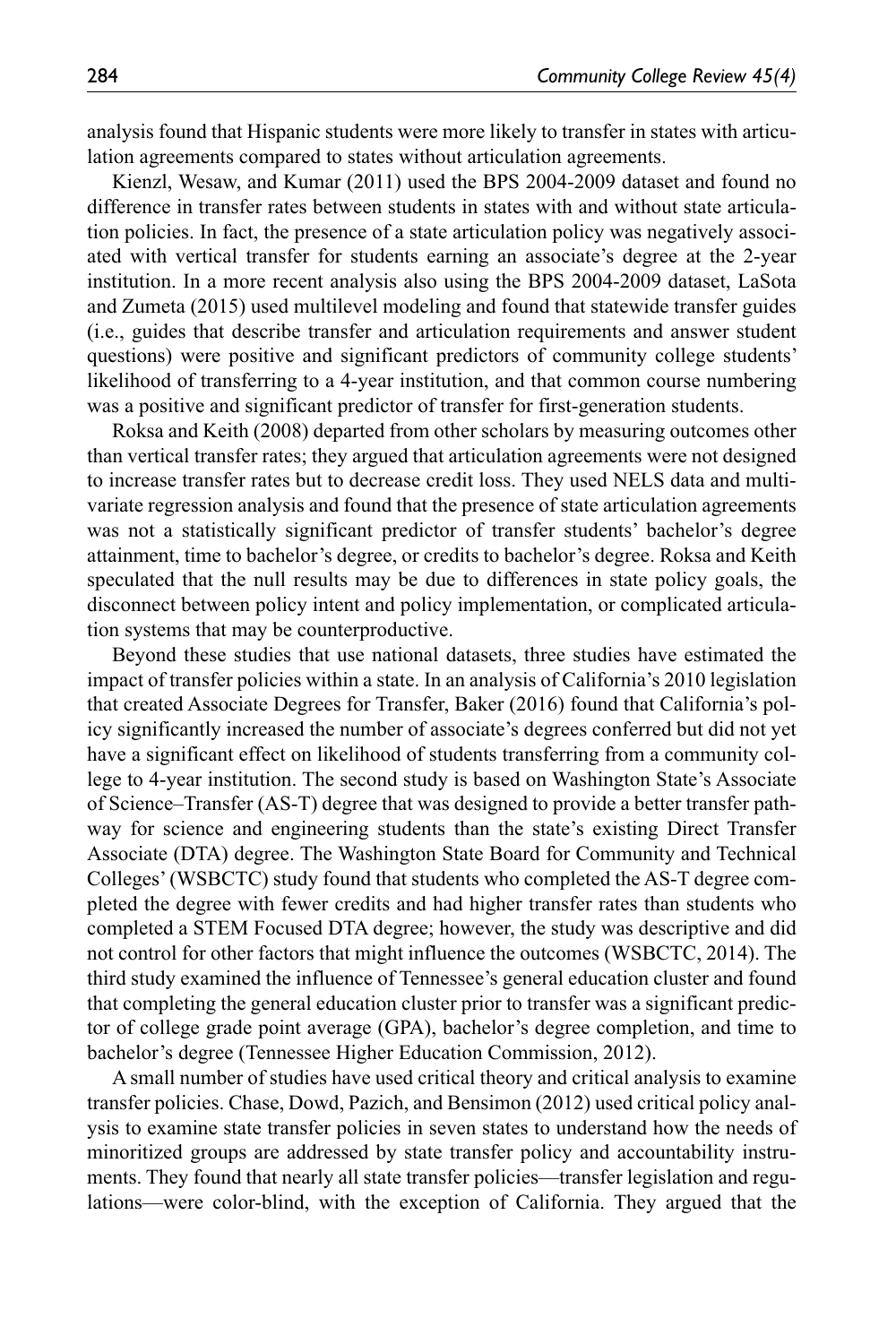analysis found that Hispanic students were more likely to transfer in states with articulation agreements compared to states without articulation agreements.

Kienzl, Wesaw, and Kumar (2011) used the BPS 2004-2009 dataset and found no difference in transfer rates between students in states with and without state articulation policies. In fact, the presence of a state articulation policy was negatively associated with vertical transfer for students earning an associate's degree at the 2-year institution. In a more recent analysis also using the BPS 2004-2009 dataset, LaSota and Zumeta (2015) used multilevel modeling and found that statewide transfer guides (i.e., guides that describe transfer and articulation requirements and answer student questions) were positive and significant predictors of community college students' likelihood of transferring to a 4-year institution, and that common course numbering was a positive and significant predictor of transfer for first-generation students.

Roksa and Keith (2008) departed from other scholars by measuring outcomes other than vertical transfer rates; they argued that articulation agreements were not designed to increase transfer rates but to decrease credit loss. They used NELS data and multivariate regression analysis and found that the presence of state articulation agreements was not a statistically significant predictor of transfer students' bachelor's degree attainment, time to bachelor's degree, or credits to bachelor's degree. Roksa and Keith speculated that the null results may be due to differences in state policy goals, the disconnect between policy intent and policy implementation, or complicated articulation systems that may be counterproductive.

Beyond these studies that use national datasets, three studies have estimated the impact of transfer policies within a state. In an analysis of California's 2010 legislation that created Associate Degrees for Transfer, Baker (2016) found that California's policy significantly increased the number of associate's degrees conferred but did not yet have a significant effect on likelihood of students transferring from a community college to 4-year institution. The second study is based on Washington State's Associate of Science–Transfer (AS-T) degree that was designed to provide a better transfer pathway for science and engineering students than the state's existing Direct Transfer Associate (DTA) degree. The Washington State Board for Community and Technical Colleges' (WSBCTC) study found that students who completed the AS-T degree completed the degree with fewer credits and had higher transfer rates than students who completed a STEM Focused DTA degree; however, the study was descriptive and did not control for other factors that might influence the outcomes (WSBCTC, 2014). The third study examined the influence of Tennessee's general education cluster and found that completing the general education cluster prior to transfer was a significant predictor of college grade point average (GPA), bachelor's degree completion, and time to bachelor's degree (Tennessee Higher Education Commission, 2012).

A small number of studies have used critical theory and critical analysis to examine transfer policies. Chase, Dowd, Pazich, and Bensimon (2012) used critical policy analysis to examine state transfer policies in seven states to understand how the needs of minoritized groups are addressed by state transfer policy and accountability instruments. They found that nearly all state transfer policies—transfer legislation and regulations—were color-blind, with the exception of California. They argued that the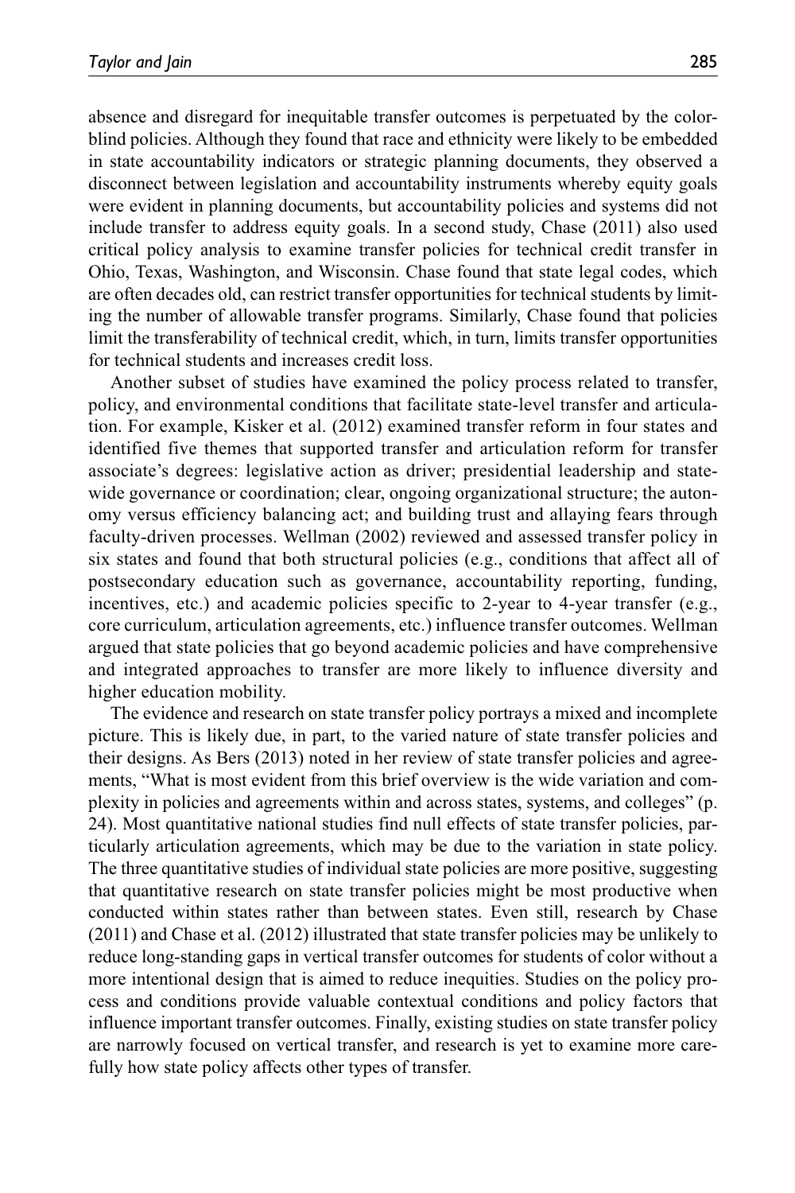absence and disregard for inequitable transfer outcomes is perpetuated by the colorblind policies. Although they found that race and ethnicity were likely to be embedded in state accountability indicators or strategic planning documents, they observed a disconnect between legislation and accountability instruments whereby equity goals were evident in planning documents, but accountability policies and systems did not include transfer to address equity goals. In a second study, Chase (2011) also used critical policy analysis to examine transfer policies for technical credit transfer in Ohio, Texas, Washington, and Wisconsin. Chase found that state legal codes, which are often decades old, can restrict transfer opportunities for technical students by limiting the number of allowable transfer programs. Similarly, Chase found that policies limit the transferability of technical credit, which, in turn, limits transfer opportunities for technical students and increases credit loss.

Another subset of studies have examined the policy process related to transfer, policy, and environmental conditions that facilitate state-level transfer and articulation. For example, Kisker et al. (2012) examined transfer reform in four states and identified five themes that supported transfer and articulation reform for transfer associate's degrees: legislative action as driver; presidential leadership and statewide governance or coordination; clear, ongoing organizational structure; the autonomy versus efficiency balancing act; and building trust and allaying fears through faculty-driven processes. Wellman (2002) reviewed and assessed transfer policy in six states and found that both structural policies (e.g., conditions that affect all of postsecondary education such as governance, accountability reporting, funding, incentives, etc.) and academic policies specific to 2-year to 4-year transfer (e.g., core curriculum, articulation agreements, etc.) influence transfer outcomes. Wellman argued that state policies that go beyond academic policies and have comprehensive and integrated approaches to transfer are more likely to influence diversity and higher education mobility.

The evidence and research on state transfer policy portrays a mixed and incomplete picture. This is likely due, in part, to the varied nature of state transfer policies and their designs. As Bers (2013) noted in her review of state transfer policies and agreements, "What is most evident from this brief overview is the wide variation and complexity in policies and agreements within and across states, systems, and colleges" (p. 24). Most quantitative national studies find null effects of state transfer policies, particularly articulation agreements, which may be due to the variation in state policy. The three quantitative studies of individual state policies are more positive, suggesting that quantitative research on state transfer policies might be most productive when conducted within states rather than between states. Even still, research by Chase (2011) and Chase et al. (2012) illustrated that state transfer policies may be unlikely to reduce long-standing gaps in vertical transfer outcomes for students of color without a more intentional design that is aimed to reduce inequities. Studies on the policy process and conditions provide valuable contextual conditions and policy factors that influence important transfer outcomes. Finally, existing studies on state transfer policy are narrowly focused on vertical transfer, and research is yet to examine more carefully how state policy affects other types of transfer.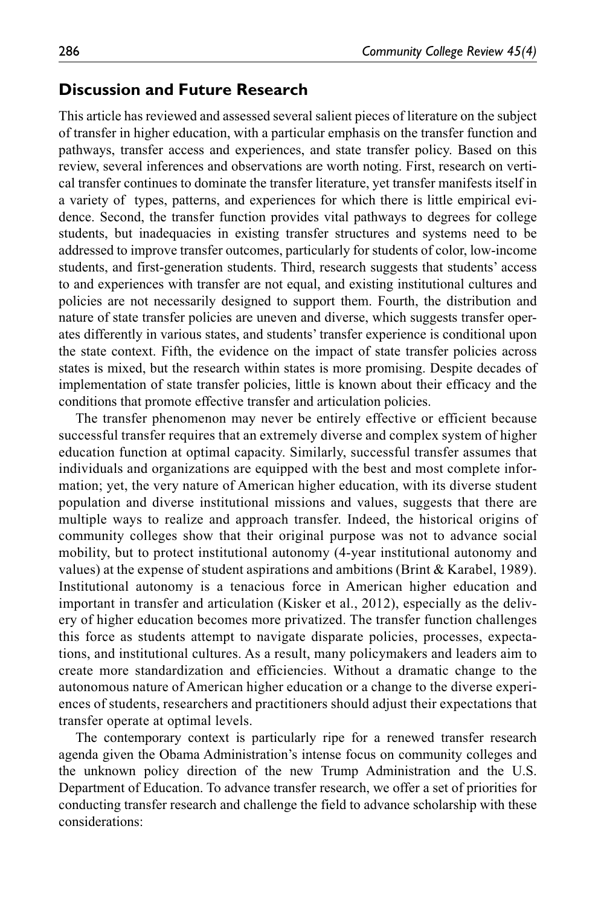## Discussion and Future Research

This article has reviewed and assessed several salient pieces of literature on the subject of transfer in higher education, with a particular emphasis on the transfer function and pathways, transfer access and experiences, and state transfer policy. Based on this review, several inferences and observations are worth noting. First, research on vertical transfer continues to dominate the transfer literature, yet transfer manifests itself in a variety of types, patterns, and experiences for which there is little empirical evidence. Second, the transfer function provides vital pathways to degrees for college students, but inadequacies in existing transfer structures and systems need to be addressed to improve transfer outcomes, particularly for students of color, low-income students, and first-generation students. Third, research suggests that students' access to and experiences with transfer are not equal, and existing institutional cultures and policies are not necessarily designed to support them. Fourth, the distribution and nature of state transfer policies are uneven and diverse, which suggests transfer operates differently in various states, and students' transfer experience is conditional upon the state context. Fifth, the evidence on the impact of state transfer policies across states is mixed, but the research within states is more promising. Despite decades of implementation of state transfer policies, little is known about their efficacy and the conditions that promote effective transfer and articulation policies.

The transfer phenomenon may never be entirely effective or efficient because successful transfer requires that an extremely diverse and complex system of higher education function at optimal capacity. Similarly, successful transfer assumes that individuals and organizations are equipped with the best and most complete information; yet, the very nature of American higher education, with its diverse student population and diverse institutional missions and values, suggests that there are multiple ways to realize and approach transfer. Indeed, the historical origins of community colleges show that their original purpose was not to advance social mobility, but to protect institutional autonomy (4-year institutional autonomy and values) at the expense of student aspirations and ambitions (Brint & Karabel, 1989). Institutional autonomy is a tenacious force in American higher education and important in transfer and articulation (Kisker et al., 2012), especially as the delivery of higher education becomes more privatized. The transfer function challenges this force as students attempt to navigate disparate policies, processes, expectations, and institutional cultures. As a result, many policymakers and leaders aim to create more standardization and efficiencies. Without a dramatic change to the autonomous nature of American higher education or a change to the diverse experiences of students, researchers and practitioners should adjust their expectations that transfer operate at optimal levels.

The contemporary context is particularly ripe for a renewed transfer research agenda given the Obama Administration's intense focus on community colleges and the unknown policy direction of the new Trump Administration and the U.S. Department of Education. To advance transfer research, we offer a set of priorities for conducting transfer research and challenge the field to advance scholarship with these considerations: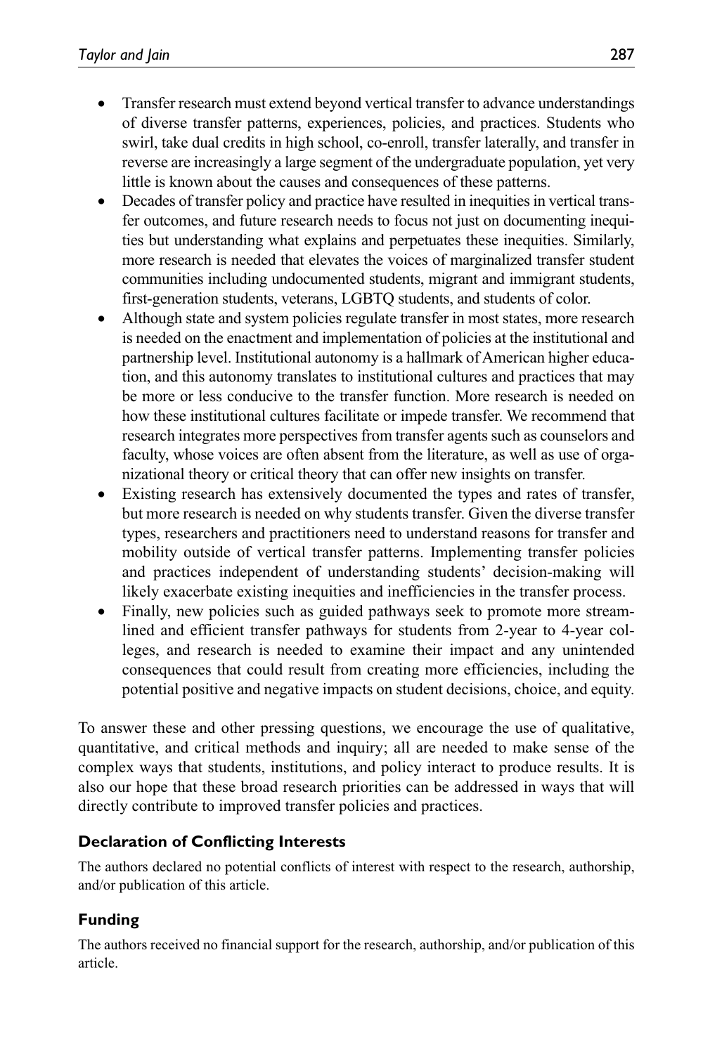- Transfer research must extend beyond vertical transfer to advance understandings of diverse transfer patterns, experiences, policies, and practices. Students who swirl, take dual credits in high school, co-enroll, transfer laterally, and transfer in reverse are increasingly a large segment of the undergraduate population, yet very little is known about the causes and consequences of these patterns.
- Decades of transfer policy and practice have resulted in inequities in vertical transfer outcomes, and future research needs to focus not just on documenting inequities but understanding what explains and perpetuates these inequities. Similarly, more research is needed that elevates the voices of marginalized transfer student communities including undocumented students, migrant and immigrant students, first-generation students, veterans, LGBTQ students, and students of color.
- Although state and system policies regulate transfer in most states, more research is needed on the enactment and implementation of policies at the institutional and partnership level. Institutional autonomy is a hallmark of American higher education, and this autonomy translates to institutional cultures and practices that may be more or less conducive to the transfer function. More research is needed on how these institutional cultures facilitate or impede transfer. We recommend that research integrates more perspectives from transfer agents such as counselors and faculty, whose voices are often absent from the literature, as well as use of organizational theory or critical theory that can offer new insights on transfer.
- Existing research has extensively documented the types and rates of transfer, but more research is needed on why students transfer. Given the diverse transfer types, researchers and practitioners need to understand reasons for transfer and mobility outside of vertical transfer patterns. Implementing transfer policies and practices independent of understanding students' decision-making will likely exacerbate existing inequities and inefficiencies in the transfer process.
- Finally, new policies such as guided pathways seek to promote more streamlined and efficient transfer pathways for students from 2-year to 4-year colleges, and research is needed to examine their impact and any unintended consequences that could result from creating more efficiencies, including the potential positive and negative impacts on student decisions, choice, and equity.

To answer these and other pressing questions, we encourage the use of qualitative, quantitative, and critical methods and inquiry; all are needed to make sense of the complex ways that students, institutions, and policy interact to produce results. It is also our hope that these broad research priorities can be addressed in ways that will directly contribute to improved transfer policies and practices.

### Declaration of Conflicting Interests

The authors declared no potential conflicts of interest with respect to the research, authorship, and/or publication of this article.

### Funding

The authors received no financial support for the research, authorship, and/or publication of this article.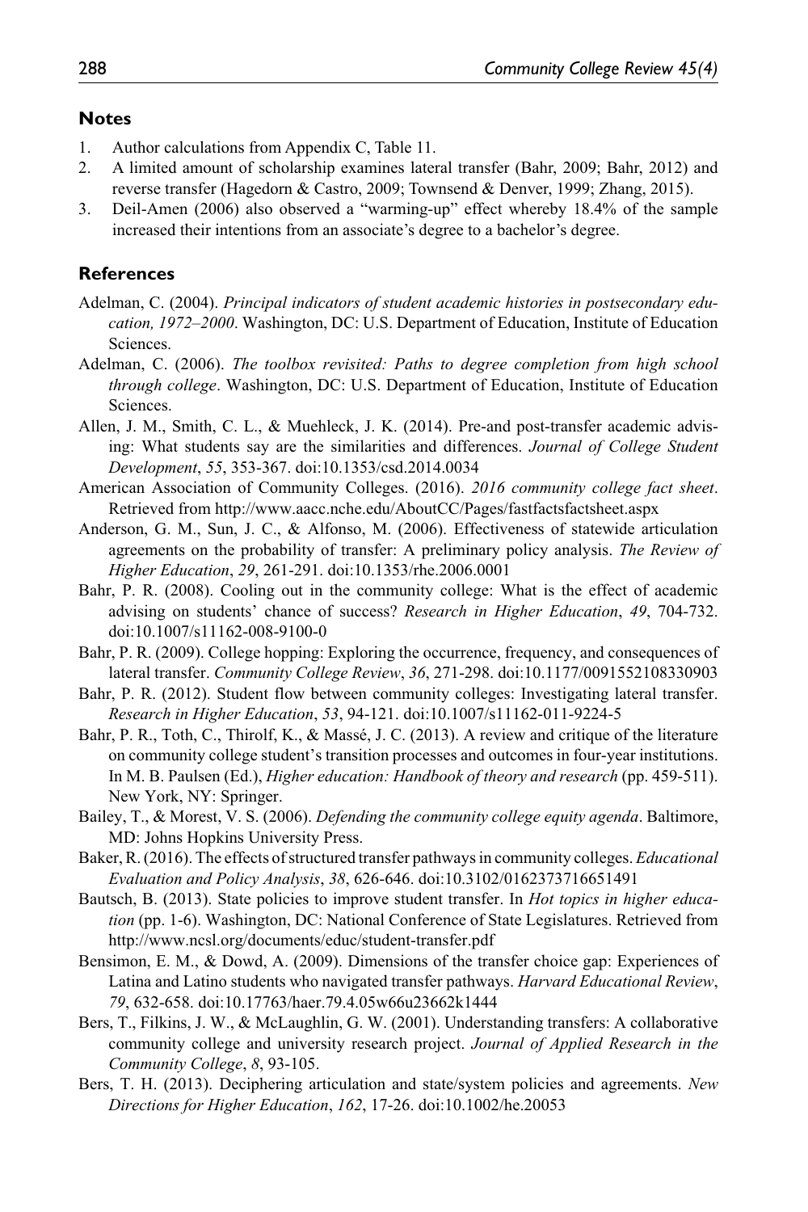## Notes

1. Author calculations from Appendix C, Table 11.
2. A limited amount of scholarship examines lateral transfer (Bahr, 2009; Bahr, 2012) and reverse transfer (Hagedorn & Castro, 2009; Townsend & Denver, 1999; Zhang, 2015).
3. Deil-Amen (2006) also observed a "warming-up" effect whereby 18.4% of the sample increased their intentions from an associate's degree to a bachelor's degree.

## References

Adelman, C. (2004). *Principal indicators of student academic histories in postsecondary education, 1972–2000*. Washington, DC: U.S. Department of Education, Institute of Education Sciences.

Adelman, C. (2006). *The toolbox revisited: Paths to degree completion from high school through college*. Washington, DC: U.S. Department of Education, Institute of Education Sciences.

Allen, J. M., Smith, C. L., & Muehleck, J. K. (2014). Pre-and post-transfer academic advising: What students say are the similarities and differences. *Journal of College Student Development*, *55*, 353-367. doi:10.1353/csd.2014.0034

American Association of Community Colleges. (2016). *2016 community college fact sheet*. Retrieved from http://www.aacc.nche.edu/AboutCC/Pages/fastfactsfactsheet.aspx

Anderson, G. M., Sun, J. C., & Alfonso, M. (2006). Effectiveness of statewide articulation agreements on the probability of transfer: A preliminary policy analysis. *The Review of Higher Education*, *29*, 261-291. doi:10.1353/rhe.2006.0001

Bahr, P. R. (2008). Cooling out in the community college: What is the effect of academic advising on students' chance of success? *Research in Higher Education*, *49*, 704-732. doi:10.1007/s11162-008-9100-0

Bahr, P. R. (2009). College hopping: Exploring the occurrence, frequency, and consequences of lateral transfer. *Community College Review*, *36*, 271-298. doi:10.1177/0091552108330903

Bahr, P. R. (2012). Student flow between community colleges: Investigating lateral transfer. *Research in Higher Education*, *53*, 94-121. doi:10.1007/s11162-011-9224-5

Bahr, P. R., Toth, C., Thirolf, K., & Massé, J. C. (2013). A review and critique of the literature on community college student's transition processes and outcomes in four-year institutions. In M. B. Paulsen (Ed.), *Higher education: Handbook of theory and research* (pp. 459-511). New York, NY: Springer.

Bailey, T., & Morest, V. S. (2006). *Defending the community college equity agenda*. Baltimore, MD: Johns Hopkins University Press.

Baker, R. (2016). The effects of structured transfer pathways in community colleges. *Educational Evaluation and Policy Analysis*, *38*, 626-646. doi:10.3102/0162373716651491

Bautsch, B. (2013). State policies to improve student transfer. In *Hot topics in higher education* (pp. 1-6). Washington, DC: National Conference of State Legislatures. Retrieved from http://www.ncsl.org/documents/educ/student-transfer.pdf

Bensimon, E. M., & Dowd, A. (2009). Dimensions of the transfer choice gap: Experiences of Latina and Latino students who navigated transfer pathways. *Harvard Educational Review*, *79*, 632-658. doi:10.17763/haer.79.4.05w66u23662k1444

Bers, T., Filkins, J. W., & McLaughlin, G. W. (2001). Understanding transfers: A collaborative community college and university research project. *Journal of Applied Research in the Community College*, *8*, 93-105.

Bers, T. H. (2013). Deciphering articulation and state/system policies and agreements. *New Directions for Higher Education*, *162*, 17-26. doi:10.1002/he.20053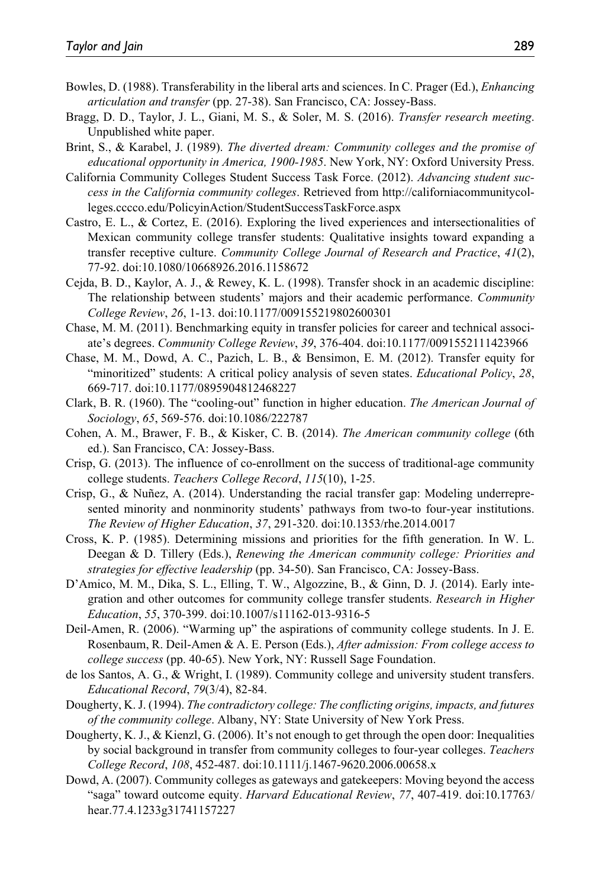Bowles, D. (1988). Transferability in the liberal arts and sciences. In C. Prager (Ed.), *Enhancing articulation and transfer* (pp. 27-38). San Francisco, CA: Jossey-Bass.

Bragg, D. D., Taylor, J. L., Giani, M. S., & Soler, M. S. (2016). *Transfer research meeting*. Unpublished white paper.

Brint, S., & Karabel, J. (1989). *The diverted dream: Community colleges and the promise of educational opportunity in America, 1900-1985*. New York, NY: Oxford University Press.

California Community Colleges Student Success Task Force. (2012). *Advancing student success in the California community colleges*. Retrieved from http://californiacommunitycolleges.cccco.edu/PolicyinAction/StudentSuccessTaskForce.aspx

Castro, E. L., & Cortez, E. (2016). Exploring the lived experiences and intersectionalities of Mexican community college transfer students: Qualitative insights toward expanding a transfer receptive culture. *Community College Journal of Research and Practice*, *41*(2), 77-92. doi:10.1080/10668926.2016.1158672

Cejda, B. D., Kaylor, A. J., & Rewey, K. L. (1998). Transfer shock in an academic discipline: The relationship between students' majors and their academic performance. *Community College Review*, *26*, 1-13. doi:10.1177/009155219802600301

Chase, M. M. (2011). Benchmarking equity in transfer policies for career and technical associate's degrees. *Community College Review*, *39*, 376-404. doi:10.1177/0091552111423966

Chase, M. M., Dowd, A. C., Pazich, L. B., & Bensimon, E. M. (2012). Transfer equity for "minoritized" students: A critical policy analysis of seven states. *Educational Policy*, *28*, 669-717. doi:10.1177/0895904812468227

Clark, B. R. (1960). The "cooling-out" function in higher education. *The American Journal of Sociology*, *65*, 569-576. doi:10.1086/222787

Cohen, A. M., Brawer, F. B., & Kisker, C. B. (2014). *The American community college* (6th ed.). San Francisco, CA: Jossey-Bass.

Crisp, G. (2013). The influence of co-enrollment on the success of traditional-age community college students. *Teachers College Record*, *115*(10), 1-25.

Crisp, G., & Nuñez, A. (2014). Understanding the racial transfer gap: Modeling underrepresented minority and nonminority students' pathways from two-to four-year institutions. *The Review of Higher Education*, *37*, 291-320. doi:10.1353/rhe.2014.0017

Cross, K. P. (1985). Determining missions and priorities for the fifth generation. In W. L. Deegan & D. Tillery (Eds.), *Renewing the American community college: Priorities and strategies for effective leadership* (pp. 34-50). San Francisco, CA: Jossey-Bass.

D'Amico, M. M., Dika, S. L., Elling, T. W., Algozzine, B., & Ginn, D. J. (2014). Early integration and other outcomes for community college transfer students. *Research in Higher Education*, *55*, 370-399. doi:10.1007/s11162-013-9316-5

Deil-Amen, R. (2006). "Warming up" the aspirations of community college students. In J. E. Rosenbaum, R. Deil-Amen & A. E. Person (Eds.), *After admission: From college access to college success* (pp. 40-65). New York, NY: Russell Sage Foundation.

de los Santos, A. G., & Wright, I. (1989). Community college and university student transfers. *Educational Record*, *79*(3/4), 82-84.

Dougherty, K. J. (1994). *The contradictory college: The conflicting origins, impacts, and futures of the community college*. Albany, NY: State University of New York Press.

Dougherty, K. J., & Kienzl, G. (2006). It's not enough to get through the open door: Inequalities by social background in transfer from community colleges to four-year colleges. *Teachers College Record*, *108*, 452-487. doi:10.1111/j.1467-9620.2006.00658.x

Dowd, A. (2007). Community colleges as gateways and gatekeepers: Moving beyond the access "saga" toward outcome equity. *Harvard Educational Review*, *77*, 407-419. doi:10.17763/hear.77.4.1233g31741157227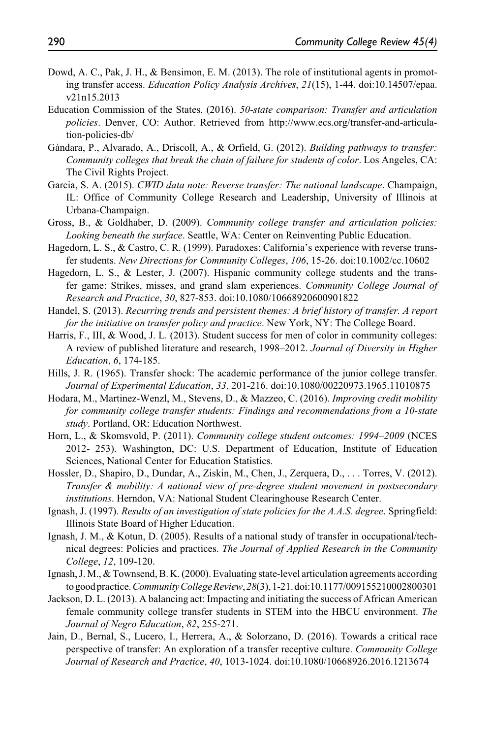Dowd, A. C., Pak, J. H., & Bensimon, E. M. (2013). The role of institutional agents in promoting transfer access. *Education Policy Analysis Archives*, *21*(15), 1-44. doi:10.14507/epaa.v21n15.2013

Education Commission of the States. (2016). *50-state comparison: Transfer and articulation policies*. Denver, CO: Author. Retrieved from http://www.ecs.org/transfer-and-articulation-policies-db/

Gándara, P., Alvarado, A., Driscoll, A., & Orfield, G. (2012). *Building pathways to transfer: Community colleges that break the chain of failure for students of color*. Los Angeles, CA: The Civil Rights Project.

Garcia, S. A. (2015). *CWID data note: Reverse transfer: The national landscape*. Champaign, IL: Office of Community College Research and Leadership, University of Illinois at Urbana-Champaign.

Gross, B., & Goldhaber, D. (2009). *Community college transfer and articulation policies: Looking beneath the surface*. Seattle, WA: Center on Reinventing Public Education.

Hagedorn, L. S., & Castro, C. R. (1999). Paradoxes: California's experience with reverse transfer students. *New Directions for Community Colleges*, *106*, 15-26. doi:10.1002/cc.10602

Hagedorn, L. S., & Lester, J. (2007). Hispanic community college students and the transfer game: Strikes, misses, and grand slam experiences. *Community College Journal of Research and Practice*, *30*, 827-853. doi:10.1080/10668920600901822

Handel, S. (2013). *Recurring trends and persistent themes: A brief history of transfer. A report for the initiative on transfer policy and practice*. New York, NY: The College Board.

Harris, F., III, & Wood, J. L. (2013). Student success for men of color in community colleges: A review of published literature and research, 1998–2012. *Journal of Diversity in Higher Education*, *6*, 174-185.

Hills, J. R. (1965). Transfer shock: The academic performance of the junior college transfer. *Journal of Experimental Education*, *33*, 201-216. doi:10.1080/00220973.1965.11010875

Hodara, M., Martinez-Wenzl, M., Stevens, D., & Mazzeo, C. (2016). *Improving credit mobility for community college transfer students: Findings and recommendations from a 10-state study*. Portland, OR: Education Northwest.

Horn, L., & Skomsvold, P. (2011). *Community college student outcomes: 1994–2009* (NCES 2012- 253). Washington, DC: U.S. Department of Education, Institute of Education Sciences, National Center for Education Statistics.

Hossler, D., Shapiro, D., Dundar, A., Ziskin, M., Chen, J., Zerquera, D., . . . Torres, V. (2012). *Transfer & mobility: A national view of pre-degree student movement in postsecondary institutions*. Herndon, VA: National Student Clearinghouse Research Center.

Ignash, J. (1997). *Results of an investigation of state policies for the A.A.S. degree*. Springfield: Illinois State Board of Higher Education.

Ignash, J. M., & Kotun, D. (2005). Results of a national study of transfer in occupational/technical degrees: Policies and practices. *The Journal of Applied Research in the Community College*, *12*, 109-120.

Ignash, J. M., & Townsend, B. K. (2000). Evaluating state-level articulation agreements according to good practice. *Community College Review*, *28*(3), 1-21. doi:10.1177/009155210002800301

Jackson, D. L. (2013). A balancing act: Impacting and initiating the success of African American female community college transfer students in STEM into the HBCU environment. *The Journal of Negro Education*, *82*, 255-271.

Jain, D., Bernal, S., Lucero, I., Herrera, A., & Solorzano, D. (2016). Towards a critical race perspective of transfer: An exploration of a transfer receptive culture. *Community College Journal of Research and Practice*, *40*, 1013-1024. doi:10.1080/10668926.2016.1213674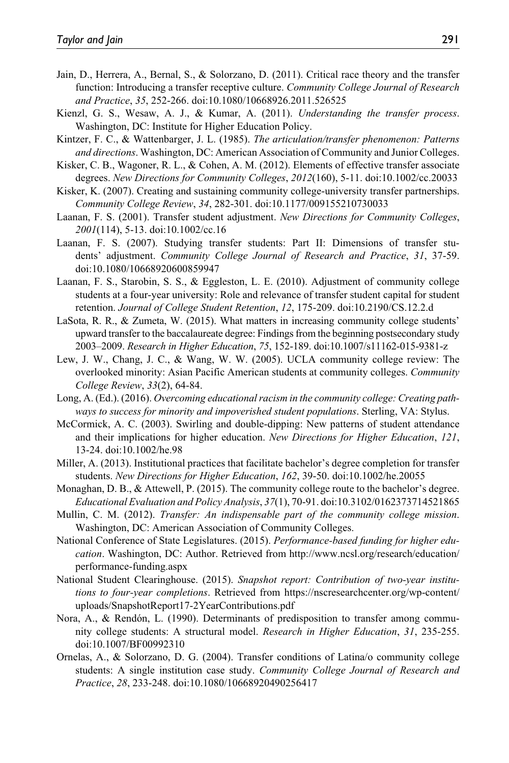Jain, D., Herrera, A., Bernal, S., & Solorzano, D. (2011). Critical race theory and the transfer function: Introducing a transfer receptive culture. *Community College Journal of Research and Practice*, *35*, 252-266. doi:10.1080/10668926.2011.526525

Kienzl, G. S., Wesaw, A. J., & Kumar, A. (2011). *Understanding the transfer process*. Washington, DC: Institute for Higher Education Policy.

Kintzer, F. C., & Wattenbarger, J. L. (1985). *The articulation/transfer phenomenon: Patterns and directions*. Washington, DC: American Association of Community and Junior Colleges.

Kisker, C. B., Wagoner, R. L., & Cohen, A. M. (2012). Elements of effective transfer associate degrees. *New Directions for Community Colleges*, *2012*(160), 5-11. doi:10.1002/cc.20033

Kisker, K. (2007). Creating and sustaining community college-university transfer partnerships. *Community College Review*, *34*, 282-301. doi:10.1177/009155210730033

Laanan, F. S. (2001). Transfer student adjustment. *New Directions for Community Colleges*, *2001*(114), 5-13. doi:10.1002/cc.16

Laanan, F. S. (2007). Studying transfer students: Part II: Dimensions of transfer students' adjustment. *Community College Journal of Research and Practice*, *31*, 37-59. doi:10.1080/10668920600859947

Laanan, F. S., Starobin, S. S., & Eggleston, L. E. (2010). Adjustment of community college students at a four-year university: Role and relevance of transfer student capital for student retention. *Journal of College Student Retention*, *12*, 175-209. doi:10.2190/CS.12.2.d

LaSota, R. R., & Zumeta, W. (2015). What matters in increasing community college students' upward transfer to the baccalaureate degree: Findings from the beginning postsecondary study 2003–2009. *Research in Higher Education*, *75*, 152-189. doi:10.1007/s11162-015-9381-z

Lew, J. W., Chang, J. C., & Wang, W. W. (2005). UCLA community college review: The overlooked minority: Asian Pacific American students at community colleges. *Community College Review*, *33*(2), 64-84.

Long, A. (Ed.). (2016). *Overcoming educational racism in the community college: Creating pathways to success for minority and impoverished student populations*. Sterling, VA: Stylus.

McCormick, A. C. (2003). Swirling and double-dipping: New patterns of student attendance and their implications for higher education. *New Directions for Higher Education*, *121*, 13-24. doi:10.1002/he.98

Miller, A. (2013). Institutional practices that facilitate bachelor's degree completion for transfer students. *New Directions for Higher Education*, *162*, 39-50. doi:10.1002/he.20055

Monaghan, D. B., & Attewell, P. (2015). The community college route to the bachelor's degree. *Educational Evaluation and Policy Analysis*, *37*(1), 70-91. doi:10.3102/0162373714521865

Mullin, C. M. (2012). *Transfer: An indispensable part of the community college mission*. Washington, DC: American Association of Community Colleges.

National Conference of State Legislatures. (2015). *Performance-based funding for higher education*. Washington, DC: Author. Retrieved from http://www.ncsl.org/research/education/performance-funding.aspx

National Student Clearinghouse. (2015). *Snapshot report: Contribution of two-year institutions to four-year completions*. Retrieved from https://nscresearchcenter.org/wp-content/uploads/SnapshotReport17-2YearContributions.pdf

Nora, A., & Rendón, L. (1990). Determinants of predisposition to transfer among community college students: A structural model. *Research in Higher Education*, *31*, 235-255. doi:10.1007/BF00992310

Ornelas, A., & Solorzano, D. G. (2004). Transfer conditions of Latina/o community college students: A single institution case study. *Community College Journal of Research and Practice*, *28*, 233-248. doi:10.1080/10668920490256417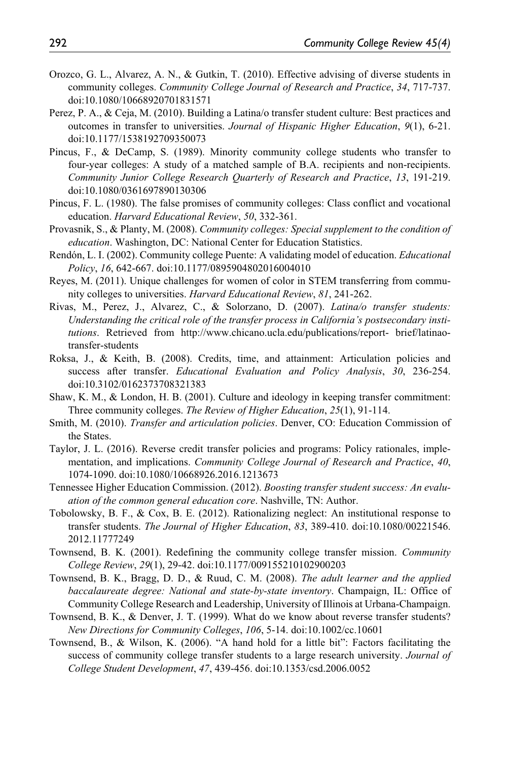Orozco, G. L., Alvarez, A. N., & Gutkin, T. (2010). Effective advising of diverse students in community colleges. *Community College Journal of Research and Practice*, *34*, 717-737. doi:10.1080/10668920701831571

Perez, P. A., & Ceja, M. (2010). Building a Latina/o transfer student culture: Best practices and outcomes in transfer to universities. *Journal of Hispanic Higher Education*, *9*(1), 6-21. doi:10.1177/1538192709350073

Pincus, F., & DeCamp, S. (1989). Minority community college students who transfer to four-year colleges: A study of a matched sample of B.A. recipients and non-recipients. *Community Junior College Research Quarterly of Research and Practice*, *13*, 191-219. doi:10.1080/0361697890130306

Pincus, F. L. (1980). The false promises of community colleges: Class conflict and vocational education. *Harvard Educational Review*, *50*, 332-361.

Provasnik, S., & Planty, M. (2008). *Community colleges: Special supplement to the condition of education*. Washington, DC: National Center for Education Statistics.

Rendón, L. I. (2002). Community college Puente: A validating model of education. *Educational Policy*, *16*, 642-667. doi:10.1177/0895904802016004010

Reyes, M. (2011). Unique challenges for women of color in STEM transferring from community colleges to universities. *Harvard Educational Review*, *81*, 241-262.

Rivas, M., Perez, J., Alvarez, C., & Solorzano, D. (2007). *Latina/o transfer students: Understanding the critical role of the transfer process in California's postsecondary institutions*. Retrieved from http://www.chicano.ucla.edu/publications/report- brief/latinao-transfer-students

Roksa, J., & Keith, B. (2008). Credits, time, and attainment: Articulation policies and success after transfer. *Educational Evaluation and Policy Analysis*, *30*, 236-254. doi:10.3102/0162373708321383

Shaw, K. M., & London, H. B. (2001). Culture and ideology in keeping transfer commitment: Three community colleges. *The Review of Higher Education*, *25*(1), 91-114.

Smith, M. (2010). *Transfer and articulation policies*. Denver, CO: Education Commission of the States.

Taylor, J. L. (2016). Reverse credit transfer policies and programs: Policy rationales, implementation, and implications. *Community College Journal of Research and Practice*, *40*, 1074-1090. doi:10.1080/10668926.2016.1213673

Tennessee Higher Education Commission. (2012). *Boosting transfer student success: An evaluation of the common general education core*. Nashville, TN: Author.

Tobolowsky, B. F., & Cox, B. E. (2012). Rationalizing neglect: An institutional response to transfer students. *The Journal of Higher Education*, *83*, 389-410. doi:10.1080/00221546.2012.11777249

Townsend, B. K. (2001). Redefining the community college transfer mission. *Community College Review*, *29*(1), 29-42. doi:10.1177/009155210102900203

Townsend, B. K., Bragg, D. D., & Ruud, C. M. (2008). *The adult learner and the applied baccalaureate degree: National and state-by-state inventory*. Champaign, IL: Office of Community College Research and Leadership, University of Illinois at Urbana-Champaign.

Townsend, B. K., & Denver, J. T. (1999). What do we know about reverse transfer students? *New Directions for Community Colleges*, *106*, 5-14. doi:10.1002/cc.10601

Townsend, B., & Wilson, K. (2006). "A hand hold for a little bit": Factors facilitating the success of community college transfer students to a large research university. *Journal of College Student Development*, *47*, 439-456. doi:10.1353/csd.2006.0052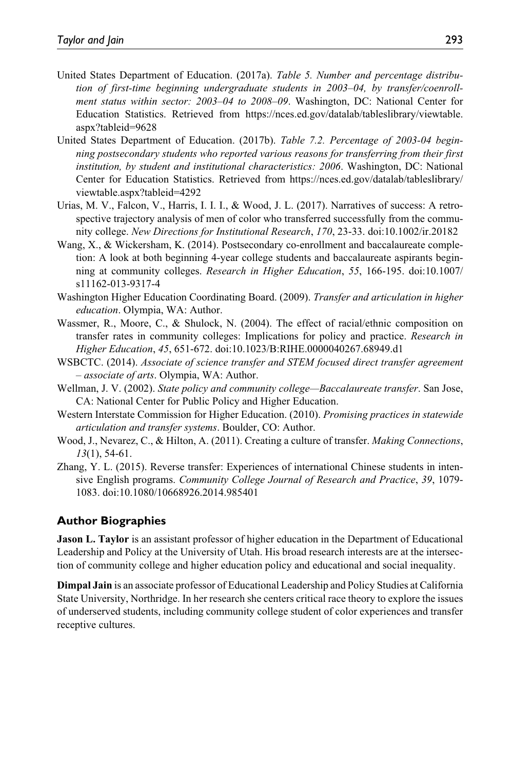United States Department of Education. (2017a). *Table 5. Number and percentage distribution of first-time beginning undergraduate students in 2003–04, by transfer/coenrollment status within sector: 2003–04 to 2008–09*. Washington, DC: National Center for Education Statistics. Retrieved from https://nces.ed.gov/datalab/tableslibrary/viewtable.aspx?tableid=9628

United States Department of Education. (2017b). *Table 7.2. Percentage of 2003-04 beginning postsecondary students who reported various reasons for transferring from their first institution, by student and institutional characteristics: 2006*. Washington, DC: National Center for Education Statistics. Retrieved from https://nces.ed.gov/datalab/tableslibrary/viewtable.aspx?tableid=4292

Urias, M. V., Falcon, V., Harris, I. I. I., & Wood, J. L. (2017). Narratives of success: A retrospective trajectory analysis of men of color who transferred successfully from the community college. *New Directions for Institutional Research*, *170*, 23-33. doi:10.1002/ir.20182

Wang, X., & Wickersham, K. (2014). Postsecondary co-enrollment and baccalaureate completion: A look at both beginning 4-year college students and baccalaureate aspirants beginning at community colleges. *Research in Higher Education*, *55*, 166-195. doi:10.1007/s11162-013-9317-4

Washington Higher Education Coordinating Board. (2009). *Transfer and articulation in higher education*. Olympia, WA: Author.

Wassmer, R., Moore, C., & Shulock, N. (2004). The effect of racial/ethnic composition on transfer rates in community colleges: Implications for policy and practice. *Research in Higher Education*, *45*, 651-672. doi:10.1023/B:RIHE.0000040267.68949.d1

WSBCTC. (2014). *Associate of science transfer and STEM focused direct transfer agreement – associate of arts*. Olympia, WA: Author.

Wellman, J. V. (2002). *State policy and community college—Baccalaureate transfer*. San Jose, CA: National Center for Public Policy and Higher Education.

Western Interstate Commission for Higher Education. (2010). *Promising practices in statewide articulation and transfer systems*. Boulder, CO: Author.

Wood, J., Nevarez, C., & Hilton, A. (2011). Creating a culture of transfer. *Making Connections*, *13*(1), 54-61.

Zhang, Y. L. (2015). Reverse transfer: Experiences of international Chinese students in intensive English programs. *Community College Journal of Research and Practice*, *39*, 1079-1083. doi:10.1080/10668926.2014.985401

## Author Biographies

**Jason L. Taylor** is an assistant professor of higher education in the Department of Educational Leadership and Policy at the University of Utah. His broad research interests are at the intersection of community college and higher education policy and educational and social inequality.

**Dimpal Jain** is an associate professor of Educational Leadership and Policy Studies at California State University, Northridge. In her research she centers critical race theory to explore the issues of underserved students, including community college student of color experiences and transfer receptive cultures.